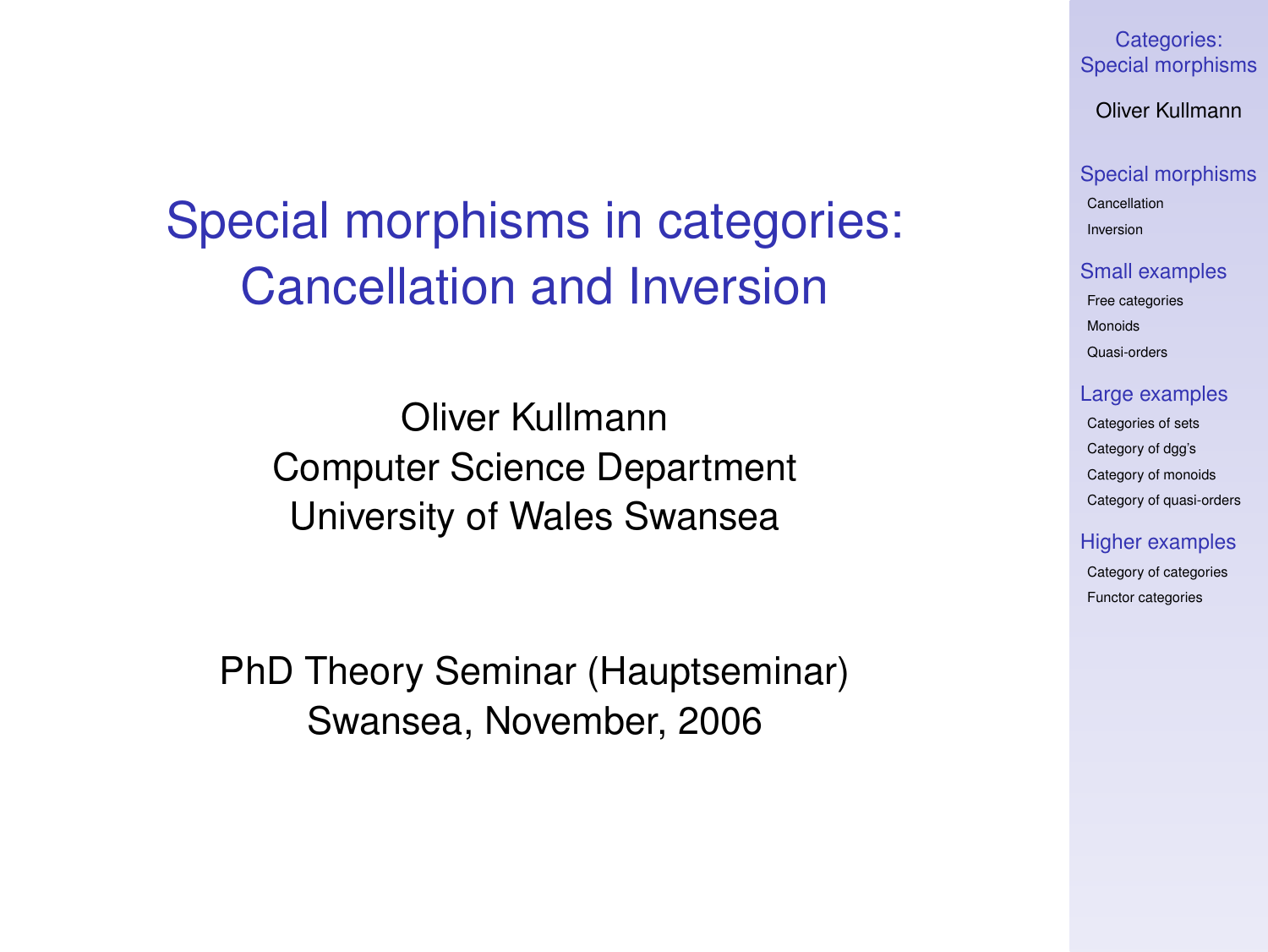# Special morphisms in categories: Cancellation and Inversion

Oliver Kullmann
Computer Science Department
University of Wales Swansea

PhD Theory Seminar (Hauptseminar)
Swansea, November, 2006

**Special morphisms**
- Cancellation
- Inversion

**Small examples**
- Free categories
- Monoids
- Quasi-orders

**Large examples**
- Categories of sets
- Category of dgg's
- Category of monoids
- Category of quasi-orders

**Higher examples**
- Category of categories
- Functor categories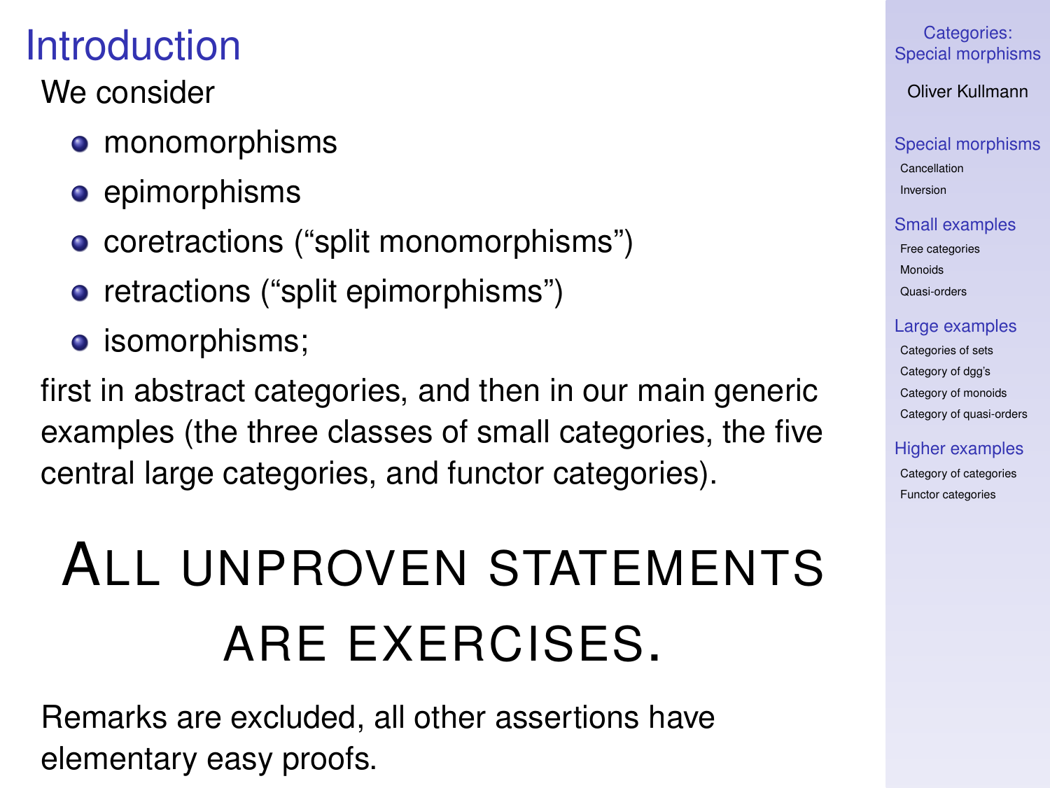# Introduction

We consider

- monomorphisms
- epimorphisms
- coretractions (“split monomorphisms”)
- retractions (“split epimorphisms”)
- isomorphisms;

first in abstract categories, and then in our main generic examples (the three classes of small categories, the five central large categories, and functor categories).

## ALL UNPROVEN STATEMENTS ARE EXERCISES.

Remarks are excluded, all other assertions have elementary easy proofs.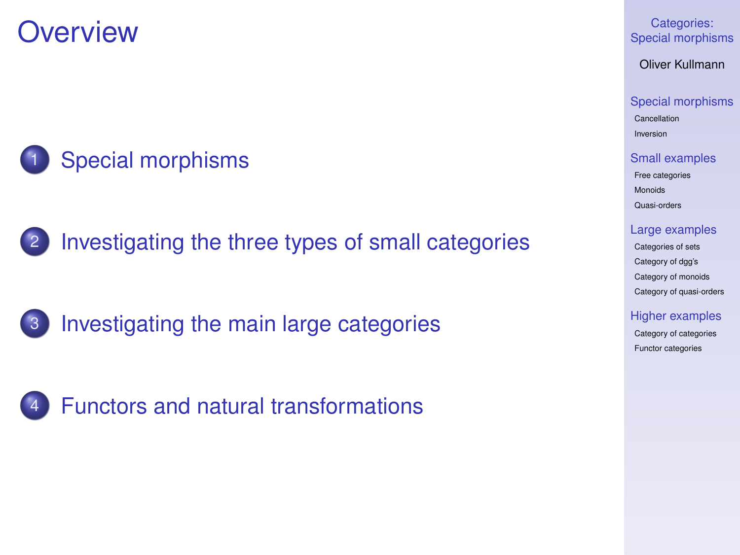# Overview

1. Special morphisms

2. Investigating the three types of small categories

3. Investigating the main large categories

4. Functors and natural transformations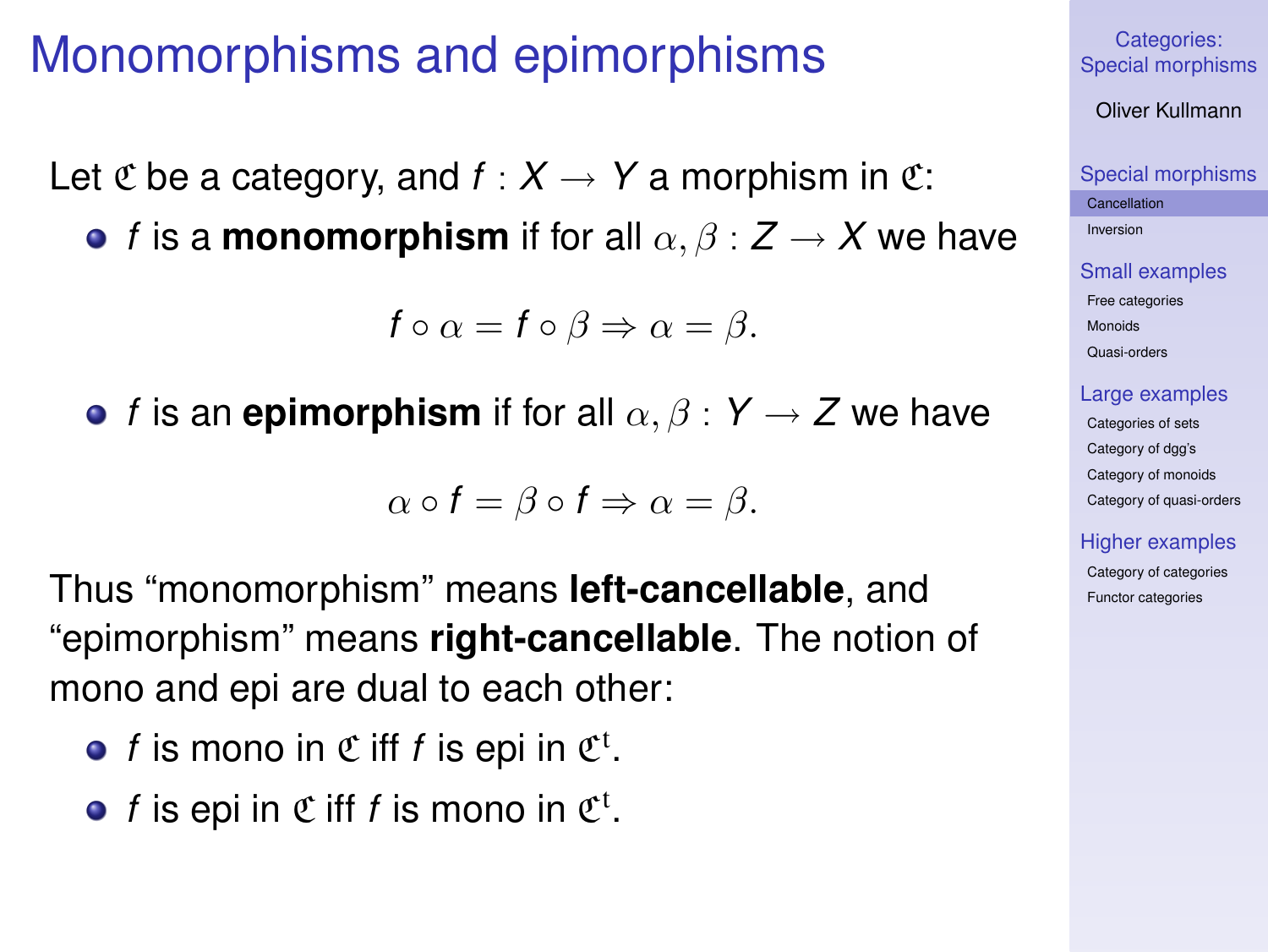# Monomorphisms and epimorphisms

Let $\mathfrak{C}$ be a category, and $f : X \to Y$ a morphism in $\mathfrak{C}$:

- $f$ is a **monomorphism** if for all $\alpha, \beta : Z \to X$ we have

$$f \circ \alpha = f \circ \beta \Rightarrow \alpha = \beta.$$

- $f$ is an **epimorphism** if for all $\alpha, \beta : Y \to Z$ we have

$$\alpha \circ f = \beta \circ f \Rightarrow \alpha = \beta.$$

Thus "monomorphism" means **left-cancellable**, and "epimorphism" means **right-cancellable**. The notion of mono and epi are dual to each other:

- $f$ is mono in $\mathfrak{C}$ iff $f$ is epi in $\mathfrak{C}^{\mathrm{t}}$.
- $f$ is epi in $\mathfrak{C}$ iff $f$ is mono in $\mathfrak{C}^{\mathrm{t}}$.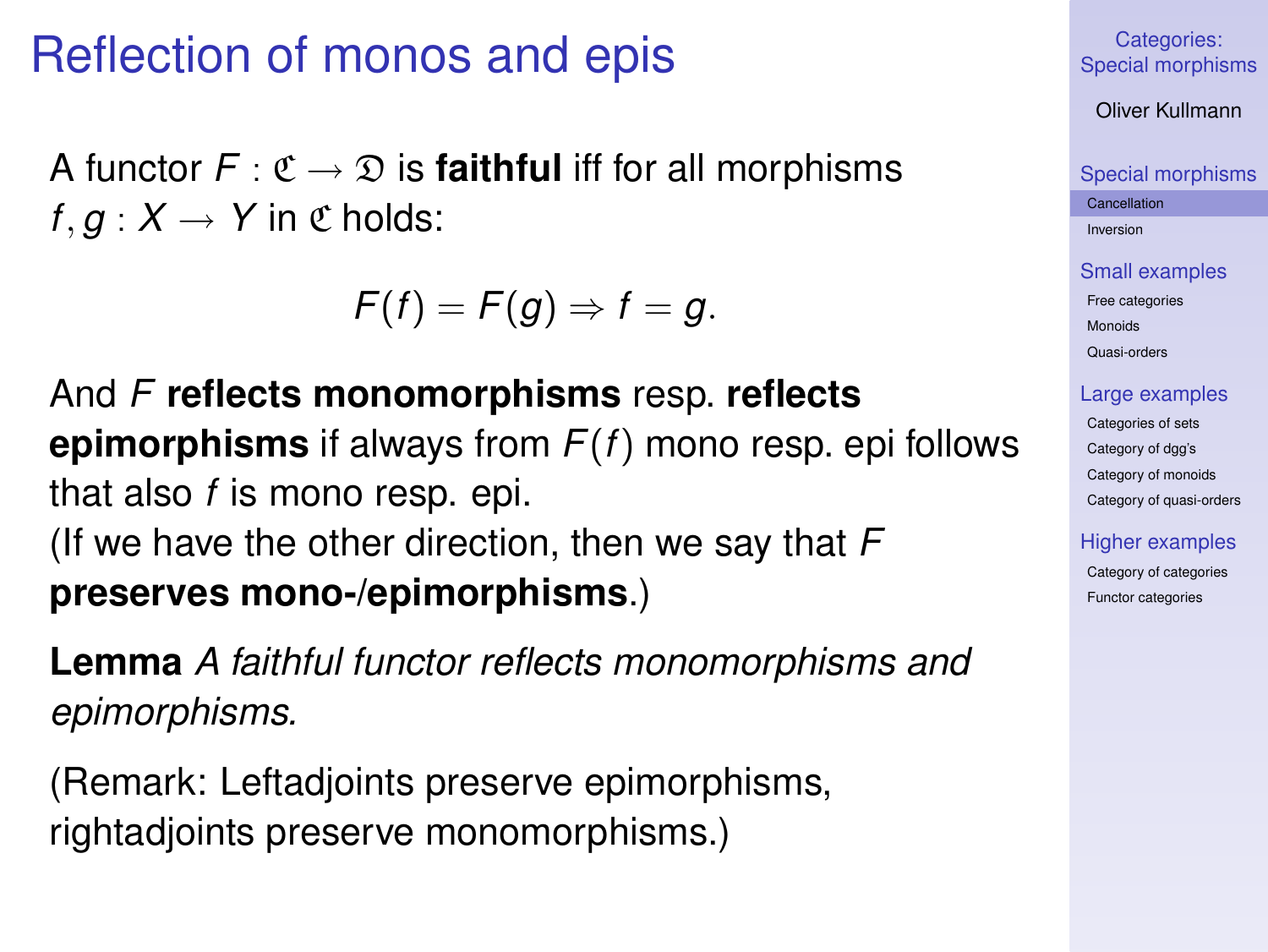# Reflection of monos and epis

A functor $F : \mathfrak{C} \to \mathfrak{D}$ is **faithful** iff for all morphisms $f, g : X \to Y$ in $\mathfrak{C}$ holds:

$$F(f) = F(g) \Rightarrow f = g.$$

And $F$ **reflects monomorphisms** resp. **reflects epimorphisms** if always from $F(f)$ mono resp. epi follows that also $f$ is mono resp. epi.
(If we have the other direction, then we say that $F$ **preserves mono-/epimorphisms**.)

**Lemma** *A faithful functor reflects monomorphisms and epimorphisms.*

(Remark: Leftadjoints preserve epimorphisms, rightadjoints preserve monomorphisms.)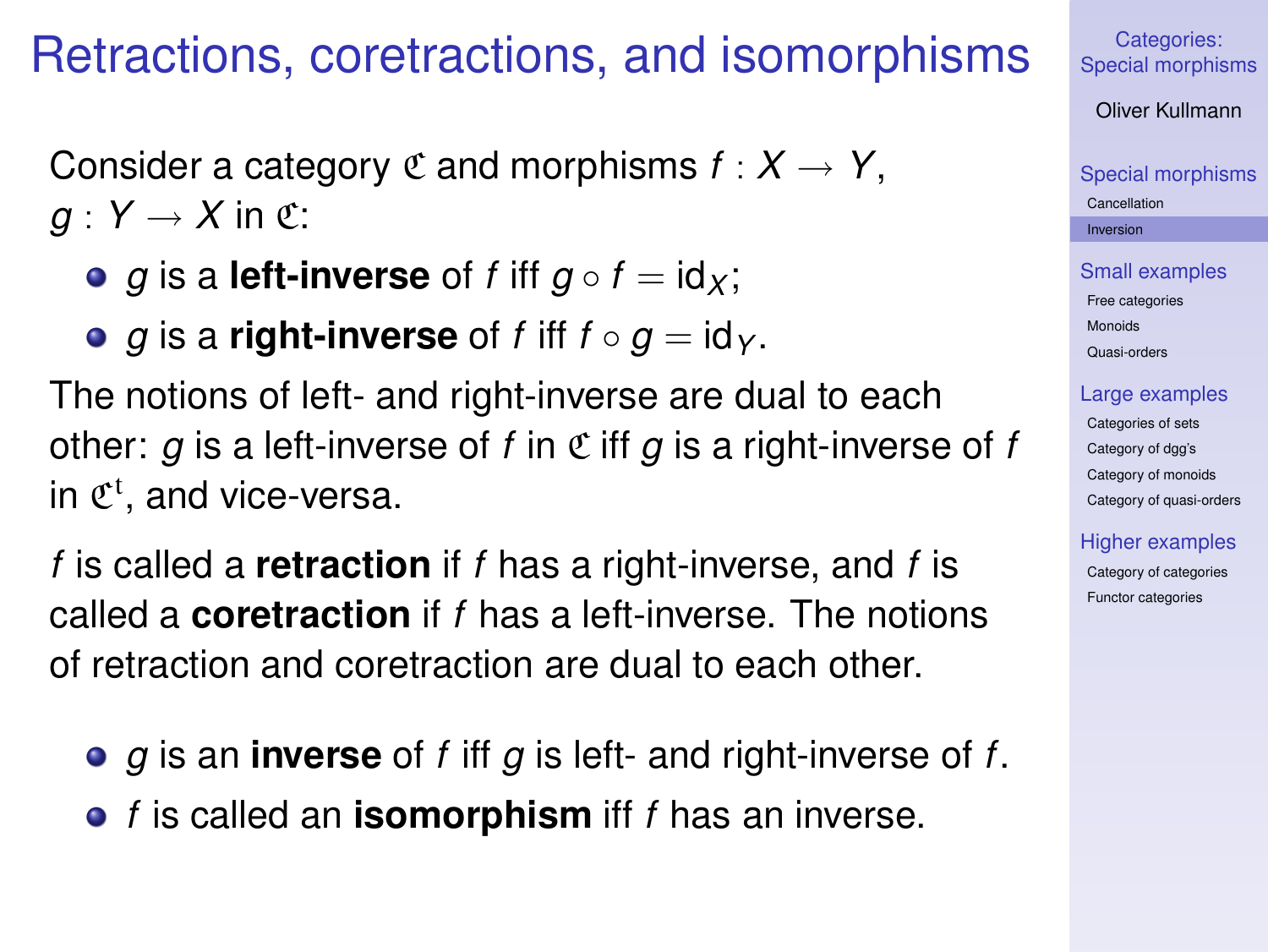# Retractions, coretractions, and isomorphisms

Consider a category $\mathfrak{C}$ and morphisms $f : X \to Y$, $g : Y \to X$ in $\mathfrak{C}$:

- $g$ is a **left-inverse** of $f$ iff $g \circ f = \mathrm{id}_X$;
- $g$ is a **right-inverse** of $f$ iff $f \circ g = \mathrm{id}_Y$.

The notions of left- and right-inverse are dual to each other: $g$ is a left-inverse of $f$ in $\mathfrak{C}$ iff $g$ is a right-inverse of $f$ in $\mathfrak{C}^{\mathrm{t}}$, and vice-versa.

$f$ is called a **retraction** if $f$ has a right-inverse, and $f$ is called a **coretraction** if $f$ has a left-inverse. The notions of retraction and coretraction are dual to each other.

- $g$ is an **inverse** of $f$ iff $g$ is left- and right-inverse of $f$.
- $f$ is called an **isomorphism** iff $f$ has an inverse.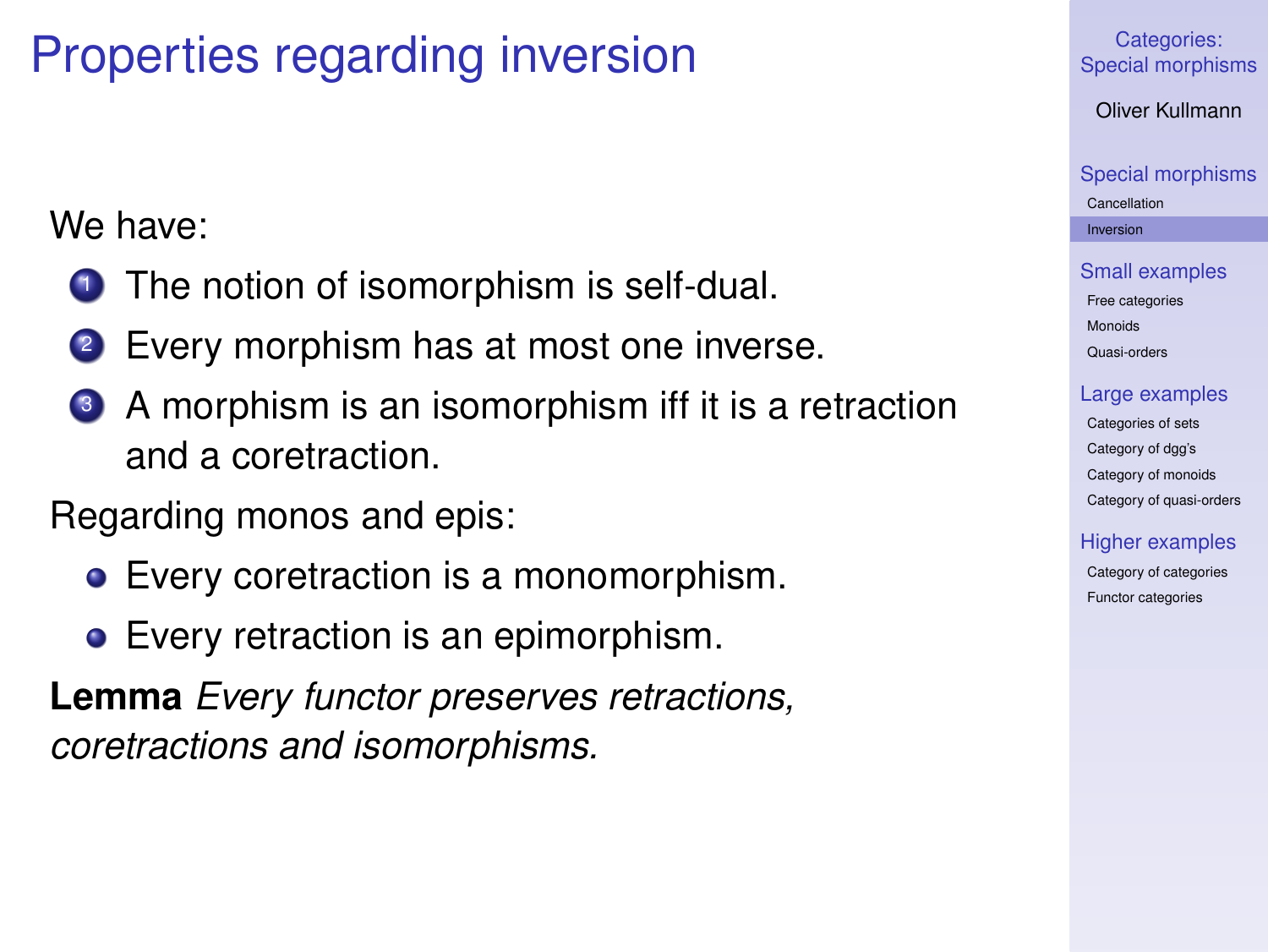# Properties regarding inversion

We have:

1. The notion of isomorphism is self-dual.
2. Every morphism has at most one inverse.
3. A morphism is an isomorphism iff it is a retraction and a coretraction.

Regarding monos and epis:

- Every coretraction is a monomorphism.
- Every retraction is an epimorphism.

**Lemma** *Every functor preserves retractions, coretractions and isomorphisms.*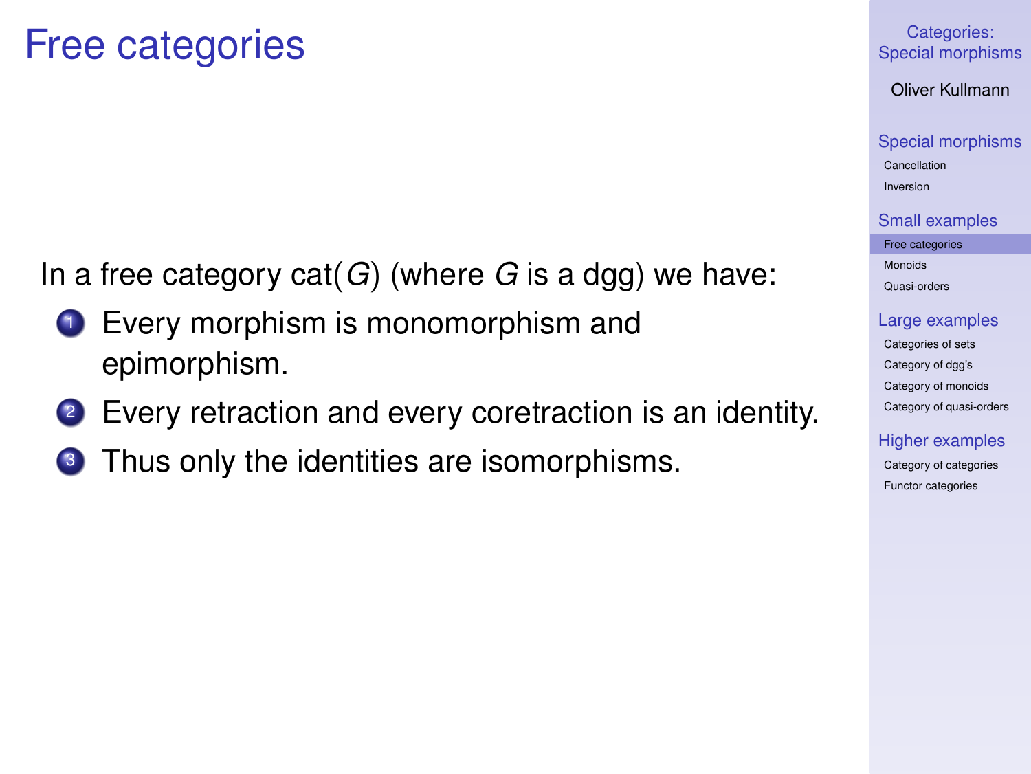# Free categories

In a free category cat($G$) (where $G$ is a dgg) we have:

1. Every morphism is monomorphism and epimorphism.
2. Every retraction and every coretraction is an identity.
3. Thus only the identities are isomorphisms.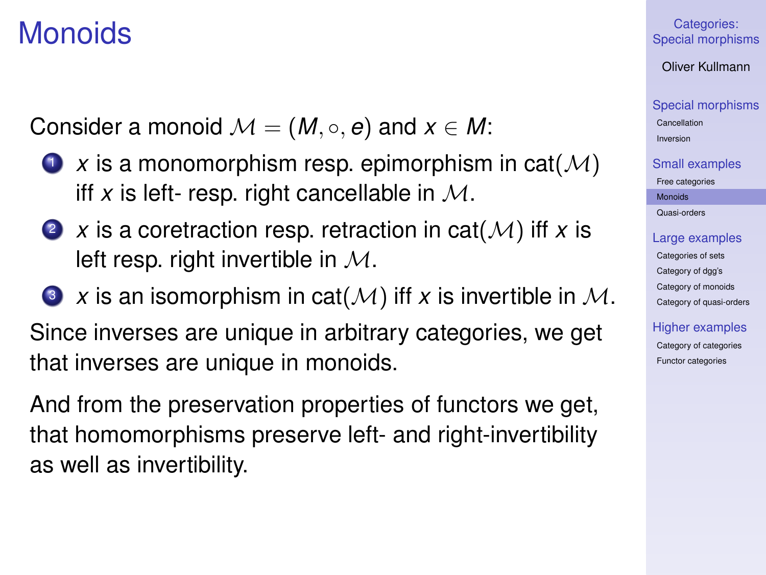# Monoids

Consider a monoid $\mathcal{M} = (M, \circ, e)$ and $x \in M$:

1. $x$ is a monomorphism resp. epimorphism in $\mathrm{cat}(\mathcal{M})$ iff $x$ is left- resp. right cancellable in $\mathcal{M}$.
2. $x$ is a coretraction resp. retraction in $\mathrm{cat}(\mathcal{M})$ iff $x$ is left resp. right invertible in $\mathcal{M}$.
3. $x$ is an isomorphism in $\mathrm{cat}(\mathcal{M})$ iff $x$ is invertible in $\mathcal{M}$.

Since inverses are unique in arbitrary categories, we get that inverses are unique in monoids.

And from the preservation properties of functors we get, that homomorphisms preserve left- and right-invertibility as well as invertibility.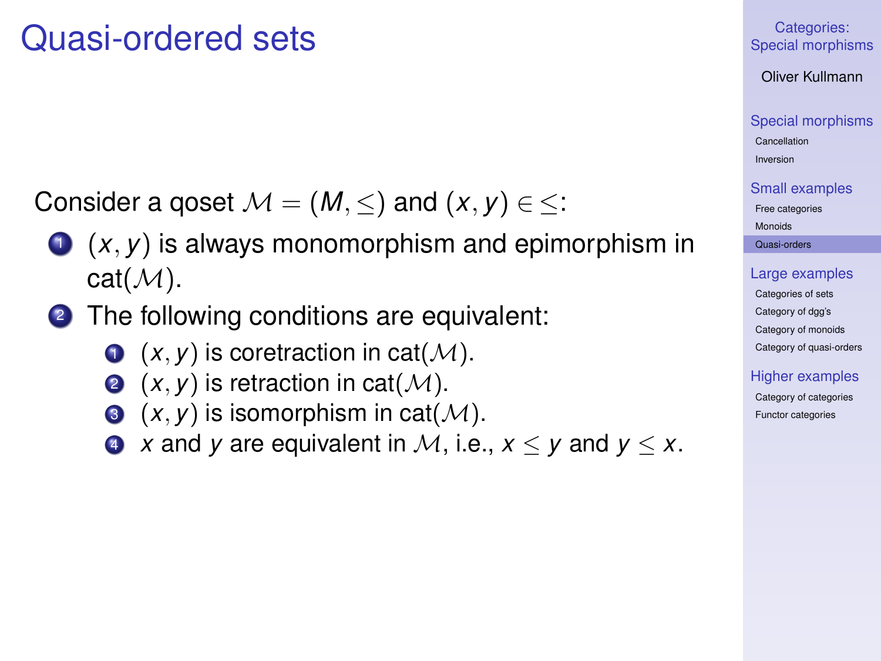# Quasi-ordered sets

Consider a qoset $\mathcal{M} = (M, \leq)$ and $(x, y) \in \leq$:

1. $(x, y)$ is always monomorphism and epimorphism in $\text{cat}(\mathcal{M})$.
2. The following conditions are equivalent:
   1. $(x, y)$ is coretraction in $\text{cat}(\mathcal{M})$.
   2. $(x, y)$ is retraction in $\text{cat}(\mathcal{M})$.
   3. $(x, y)$ is isomorphism in $\text{cat}(\mathcal{M})$.
   4. $x$ and $y$ are equivalent in $\mathcal{M}$, i.e., $x \leq y$ and $y \leq x$.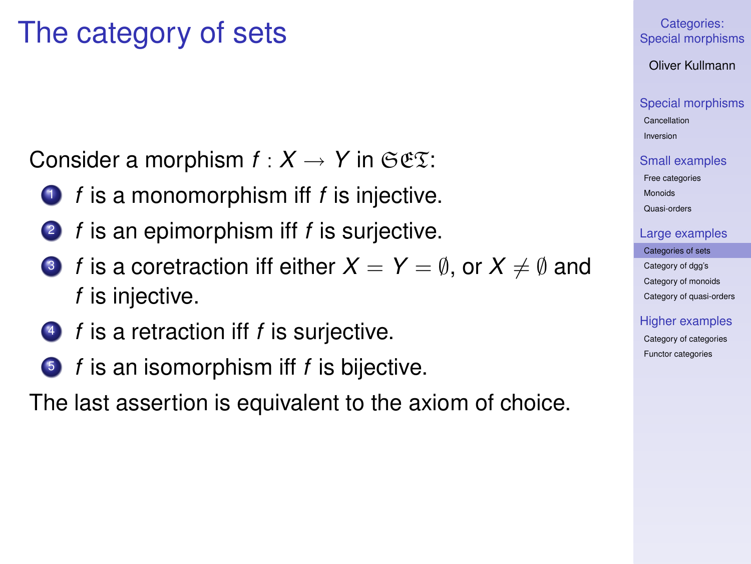# The category of sets

Consider a morphism $f : X \to Y$ in $\mathfrak{SET}$:

1. $f$ is a monomorphism iff $f$ is injective.
2. $f$ is an epimorphism iff $f$ is surjective.
3. $f$ is a coretraction iff either $X = Y = \emptyset$, or $X \neq \emptyset$ and $f$ is injective.
4. $f$ is a retraction iff $f$ is surjective.
5. $f$ is an isomorphism iff $f$ is bijective.

The last assertion is equivalent to the axiom of choice.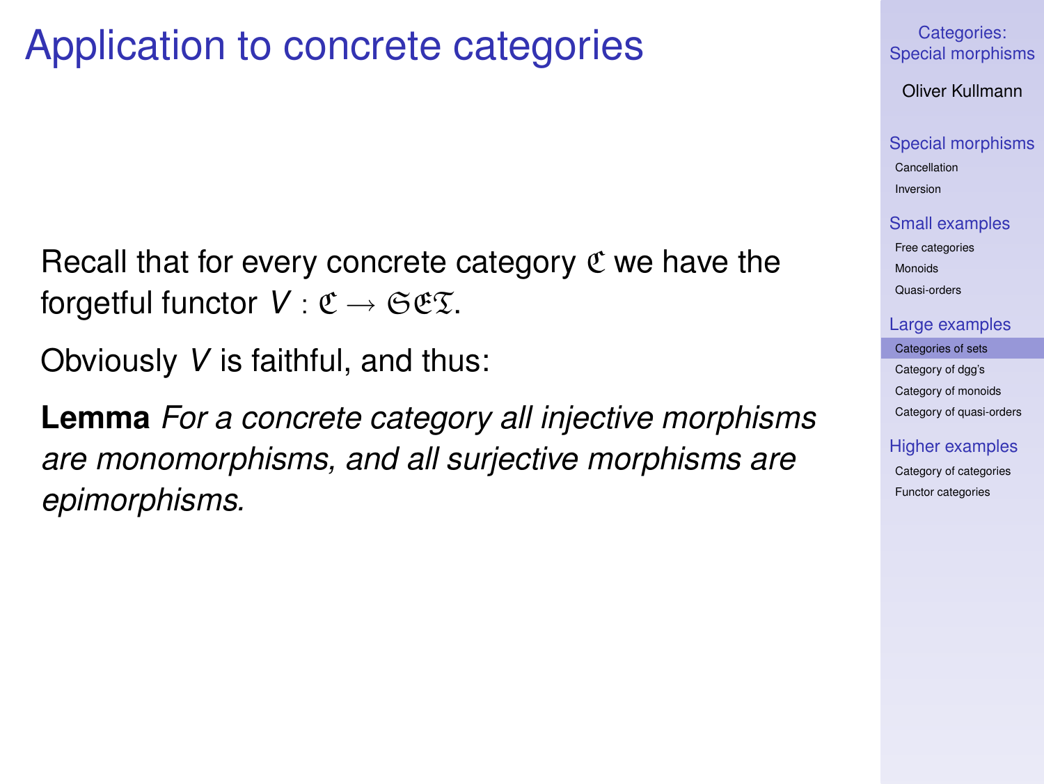# Application to concrete categories

Recall that for every concrete category $\mathfrak{C}$ we have the forgetful functor $V : \mathfrak{C} \to \mathfrak{SET}$.

Obviously $V$ is faithful, and thus:

**Lemma** *For a concrete category all injective morphisms are monomorphisms, and all surjective morphisms are epimorphisms.*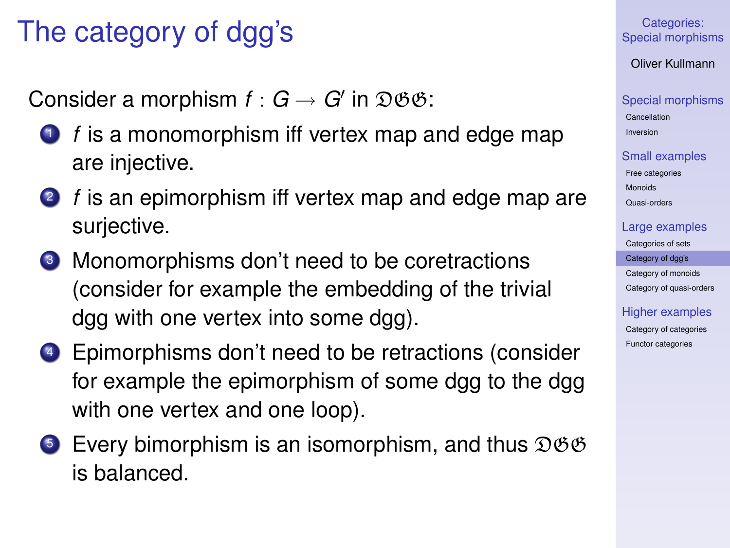# The category of dgg's

Consider a morphism $f : G \to G'$ in $\mathfrak{DGG}$:

1. $f$ is a monomorphism iff vertex map and edge map are injective.
2. $f$ is an epimorphism iff vertex map and edge map are surjective.
3. Monomorphisms don't need to be coretractions (consider for example the embedding of the trivial dgg with one vertex into some dgg).
4. Epimorphisms don't need to be retractions (consider for example the epimorphism of some dgg to the dgg with one vertex and one loop).
5. Every bimorphism is an isomorphism, and thus $\mathfrak{DGG}$ is balanced.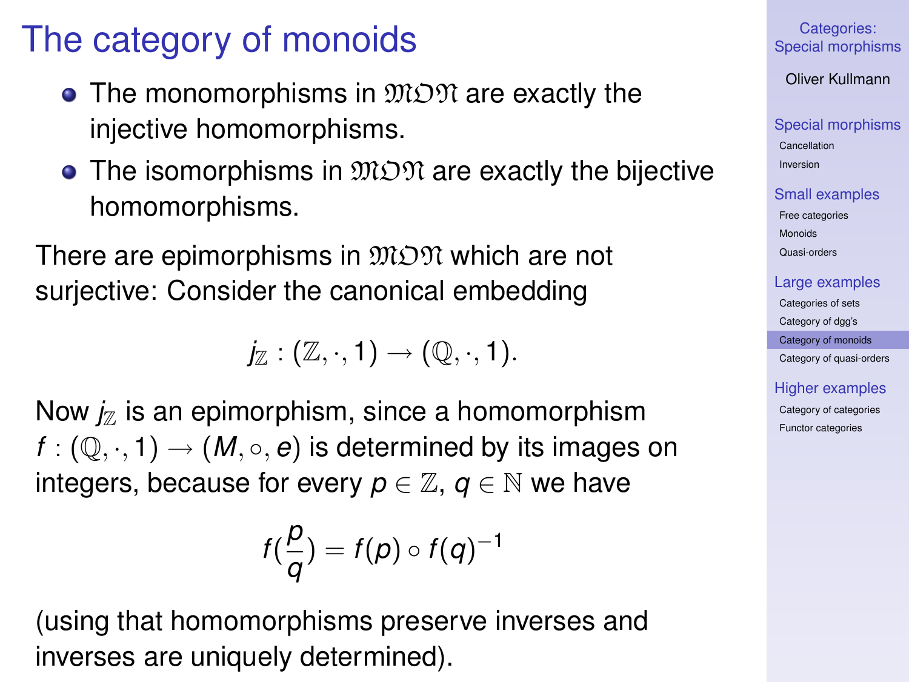# The category of monoids

- The monomorphisms in $\mathfrak{MON}$ are exactly the injective homomorphisms.
- The isomorphisms in $\mathfrak{MON}$ are exactly the bijective homomorphisms.

There are epimorphisms in $\mathfrak{MON}$ which are not surjective: Consider the canonical embedding

$$j_{\mathbb{Z}} : (\mathbb{Z}, \cdot, 1) \to (\mathbb{Q}, \cdot, 1).$$

Now $j_{\mathbb{Z}}$ is an epimorphism, since a homomorphism $f : (\mathbb{Q}, \cdot, 1) \to (M, \circ, e)$ is determined by its images on integers, because for every $p \in \mathbb{Z}$, $q \in \mathbb{N}$ we have

$$f(\frac{p}{q}) = f(p) \circ f(q)^{-1}$$

(using that homomorphisms preserve inverses and inverses are uniquely determined).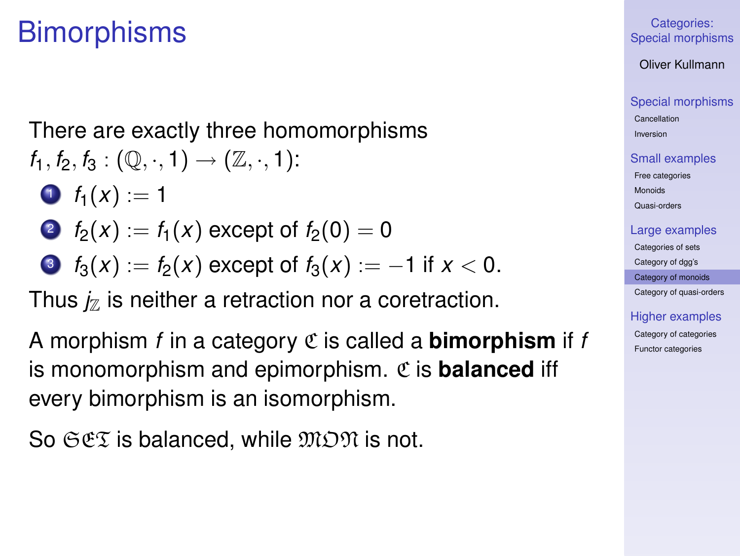# Bimorphisms

There are exactly three homomorphisms $f_1, f_2, f_3 : (\mathbb{Q}, \cdot, 1) \to (\mathbb{Z}, \cdot, 1)$:

1. $f_1(x) := 1$
2. $f_2(x) := f_1(x)$ except of $f_2(0) = 0$
3. $f_3(x) := f_2(x)$ except of $f_3(x) := -1$ if $x < 0$.

Thus $j_{\mathbb{Z}}$ is neither a retraction nor a coretraction.

A morphism $f$ in a category $\mathfrak{C}$ is called a **bimorphism** if $f$ is monomorphism and epimorphism. $\mathfrak{C}$ is **balanced** iff every bimorphism is an isomorphism.

So $\mathfrak{SET}$ is balanced, while $\mathfrak{MON}$ is not.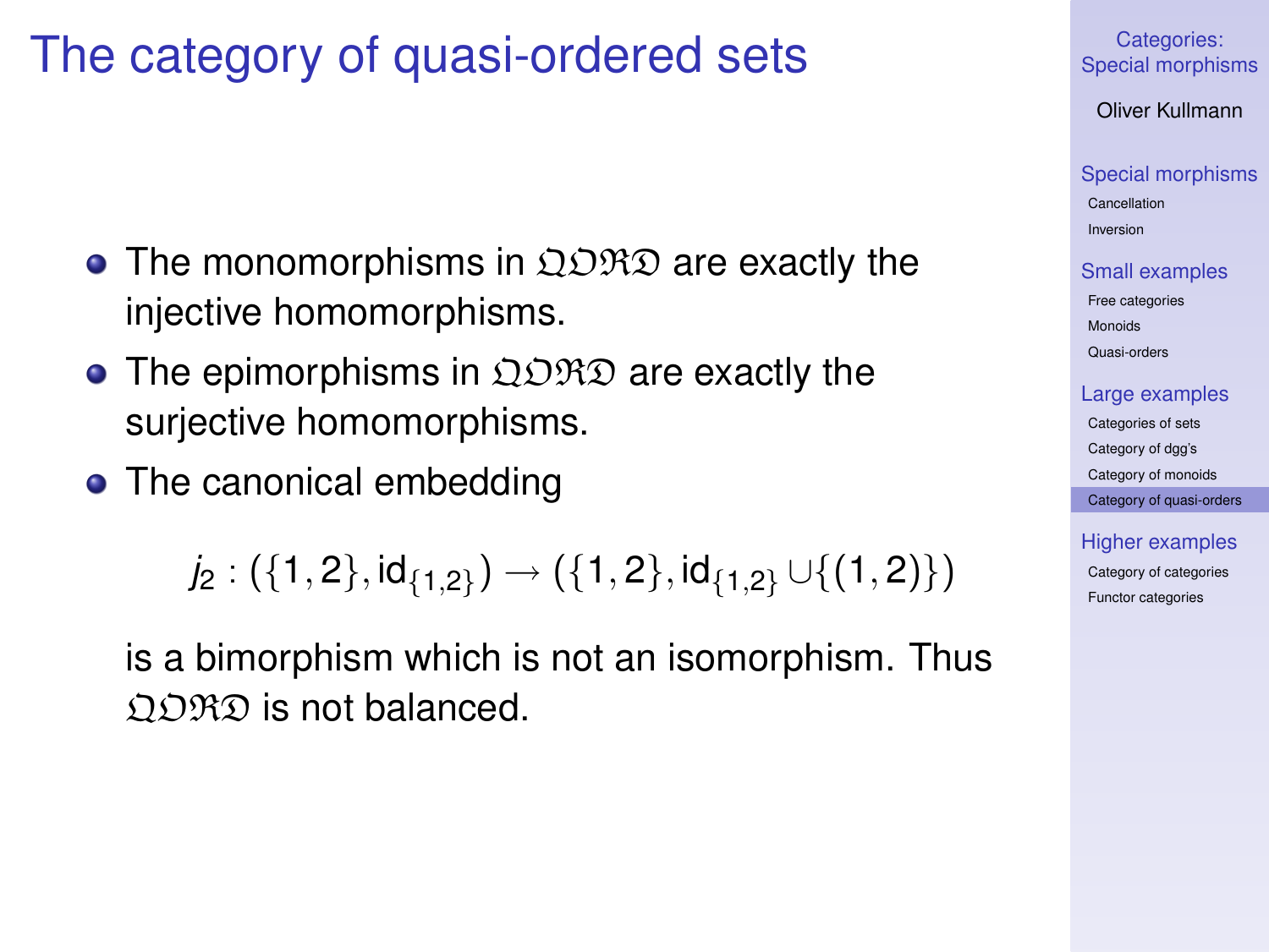# The category of quasi-ordered sets

- The monomorphisms in $\mathfrak{QORD}$ are exactly the injective homomorphisms.
- The epimorphisms in $\mathfrak{QORD}$ are exactly the surjective homomorphisms.
- The canonical embedding

$$j_2 : (\{1,2\}, \mathrm{id}_{\{1,2\}}) \to (\{1,2\}, \mathrm{id}_{\{1,2\}} \cup \{(1,2)\})$$

  is a bimorphism which is not an isomorphism. Thus $\mathfrak{QORD}$ is not balanced.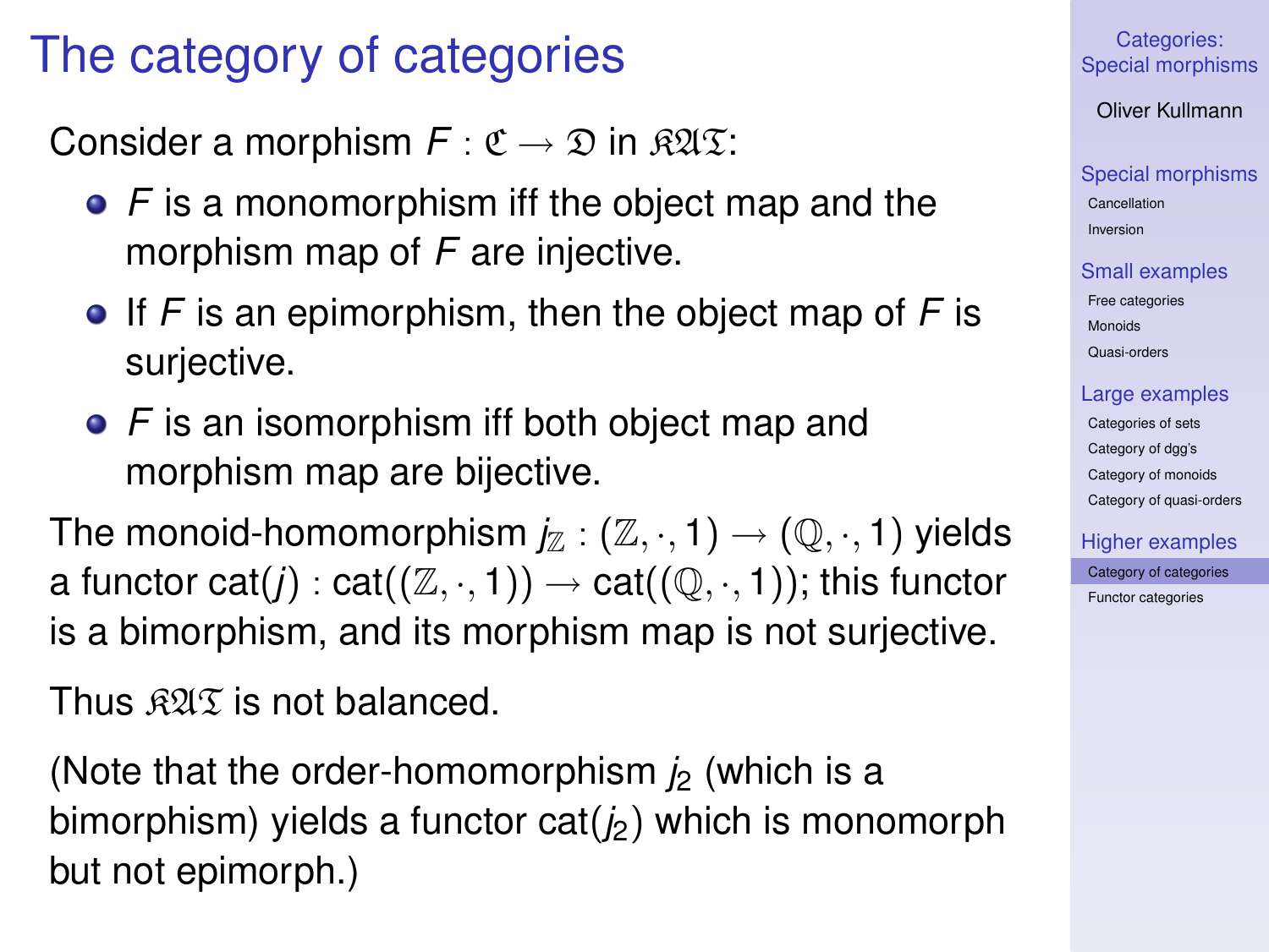# The category of categories

Consider a morphism $F : \mathfrak{C} \to \mathfrak{D}$ in $\mathfrak{KAT}$:

- $F$ is a monomorphism iff the object map and the morphism map of $F$ are injective.
- If $F$ is an epimorphism, then the object map of $F$ is surjective.
- $F$ is an isomorphism iff both object map and morphism map are bijective.

The monoid-homomorphism $j_{\mathbb{Z}} : (\mathbb{Z}, \cdot, 1) \to (\mathbb{Q}, \cdot, 1)$ yields a functor $\mathrm{cat}(j) : \mathrm{cat}((\mathbb{Z}, \cdot, 1)) \to \mathrm{cat}((\mathbb{Q}, \cdot, 1))$; this functor is a bimorphism, and its morphism map is not surjective.

Thus $\mathfrak{KAT}$ is not balanced.

(Note that the order-homomorphism $j_2$ (which is a bimorphism) yields a functor $\mathrm{cat}(j_2)$ which is monomorph but not epimorph.)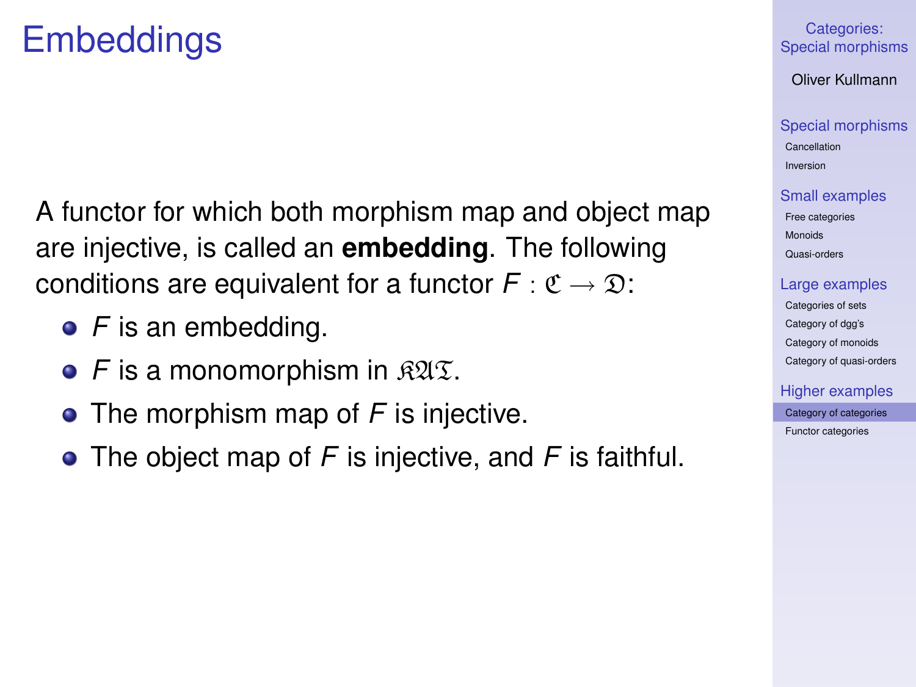# Embeddings

A functor for which both morphism map and object map are injective, is called an **embedding**. The following conditions are equivalent for a functor $F : \mathfrak{C} \longrightarrow \mathfrak{D}$:

- $F$ is an embedding.
- $F$ is a monomorphism in $\mathfrak{KAT}$.
- The morphism map of $F$ is injective.
- The object map of $F$ is injective, and $F$ is faithful.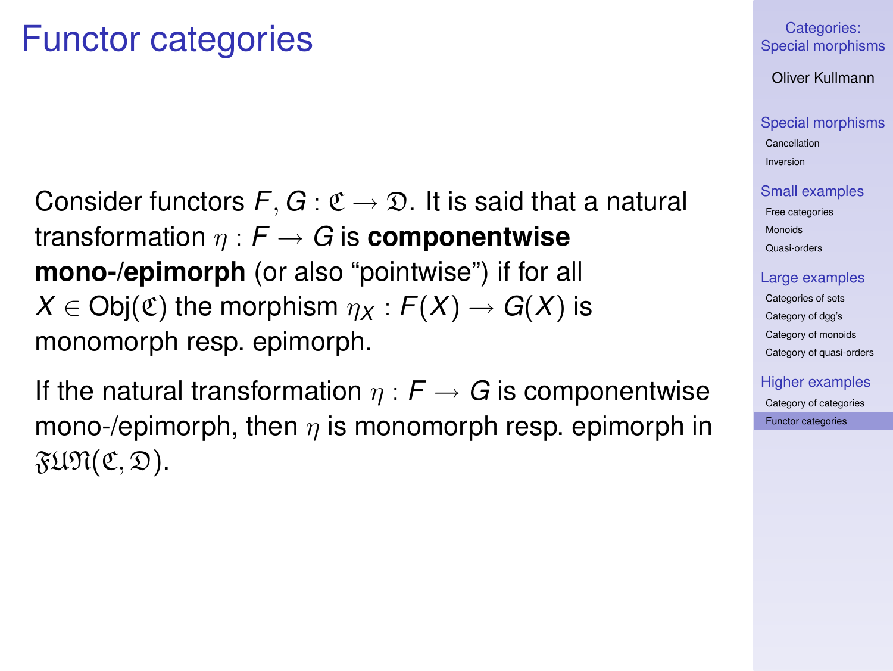# Functor categories

Consider functors $F, G : \mathfrak{C} \to \mathfrak{D}$. It is said that a natural transformation $\eta : F \to G$ is **componentwise mono-/epimorph** (or also "pointwise") if for all $X \in \mathrm{Obj}(\mathfrak{C})$ the morphism $\eta_X : F(X) \to G(X)$ is monomorph resp. epimorph.

If the natural transformation $\eta : F \to G$ is componentwise mono-/epimorph, then $\eta$ is monomorph resp. epimorph in $\mathfrak{FUN}(\mathfrak{C}, \mathfrak{D})$.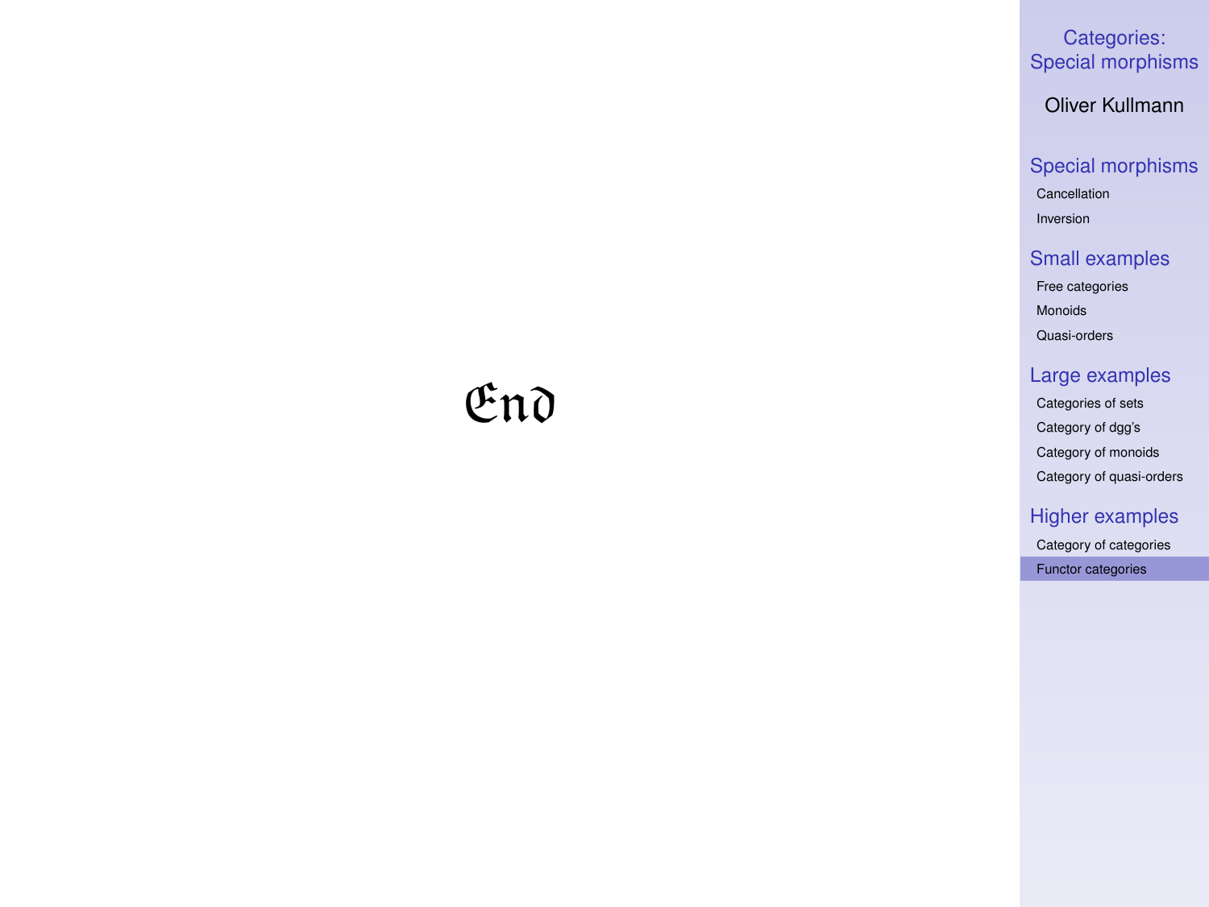End